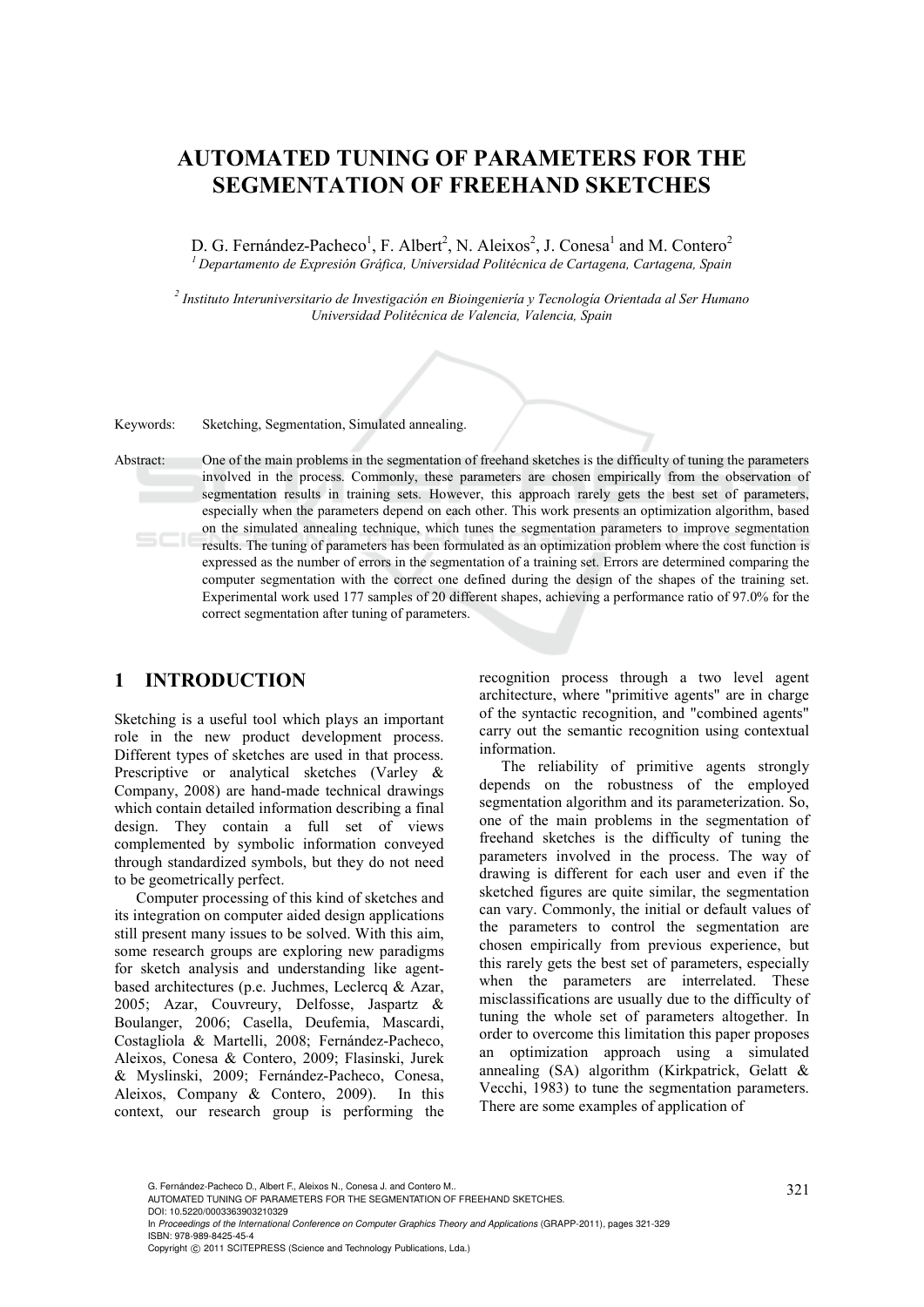# AUTOMATED TUNING OF PARAMETERS FOR THE SEGMENTATION OF FREEHAND SKETCHES

D. G. Fernández-Pacheco[1], F. Albert[2], N. Aleixos[2], J. Conesa[1] and M. Contero[2]

[1] *Departamento de Expresión Gráfica, Universidad Politécnica de Cartagena, Cartagena, Spain*

[2] *Instituto Interuniversitario de Investigación en Bioingeniería y Tecnología Orientada al Ser Humano Universidad Politécnica de Valencia, Valencia, Spain*

Keywords: Sketching, Segmentation, Simulated annealing.

Abstract: One of the main problems in the segmentation of freehand sketches is the difficulty of tuning the parameters involved in the process. Commonly, these parameters are chosen empirically from the observation of segmentation results in training sets. However, this approach rarely gets the best set of parameters, especially when the parameters depend on each other. This work presents an optimization algorithm, based on the simulated annealing technique, which tunes the segmentation parameters to improve segmentation results. The tuning of parameters has been formulated as an optimization problem where the cost function is expressed as the number of errors in the segmentation of a training set. Errors are determined comparing the computer segmentation with the correct one defined during the design of the shapes of the training set. Experimental work used 177 samples of 20 different shapes, achieving a performance ratio of 97.0% for the correct segmentation after tuning of parameters.

## 1 INTRODUCTION

Sketching is a useful tool which plays an important role in the new product development process. Different types of sketches are used in that process. Prescriptive or analytical sketches (Varley & Company, 2008) are hand-made technical drawings which contain detailed information describing a final design. They contain a full set of views complemented by symbolic information conveyed through standardized symbols, but they do not need to be geometrically perfect.

Computer processing of this kind of sketches and its integration on computer aided design applications still present many issues to be solved. With this aim, some research groups are exploring new paradigms for sketch analysis and understanding like agent-based architectures (p.e. Juchmes, Leclercq & Azar, 2005; Azar, Couvreury, Delfosse, Jaspartz & Boulanger, 2006; Casella, Deufemia, Mascardi, Costagliola & Martelli, 2008; Fernández-Pacheco, Aleixos, Conesa & Contero, 2009; Flasinski, Jurek & Myslinski, 2009; Fernández-Pacheco, Conesa, Aleixos, Company & Contero, 2009). In this context, our research group is performing the recognition process through a two level agent architecture, where "primitive agents" are in charge of the syntactic recognition, and "combined agents" carry out the semantic recognition using contextual information.

The reliability of primitive agents strongly depends on the robustness of the employed segmentation algorithm and its parameterization. So, one of the main problems in the segmentation of freehand sketches is the difficulty of tuning the parameters involved in the process. The way of drawing is different for each user and even if the sketched figures are quite similar, the segmentation can vary. Commonly, the initial or default values of the parameters to control the segmentation are chosen empirically from previous experience, but this rarely gets the best set of parameters, especially when the parameters are interrelated. These misclassifications are usually due to the difficulty of tuning the whole set of parameters altogether. In order to overcome this limitation this paper proposes an optimization approach using a simulated annealing (SA) algorithm (Kirkpatrick, Gelatt & Vecchi, 1983) to tune the segmentation parameters. There are some examples of application of

G. Fernández-Pacheco D., Albert F., Aleixos N., Conesa J. and Contero M..
AUTOMATED TUNING OF PARAMETERS FOR THE SEGMENTATION OF FREEHAND SKETCHES.
DOI: 10.5220/0003363903210329
In *Proceedings of the International Conference on Computer Graphics Theory and Applications* (GRAPP-2011), pages 321-329
ISBN: 978-989-8425-45-4
Copyright © 2011 SCITEPRESS (Science and Technology Publications, Lda.)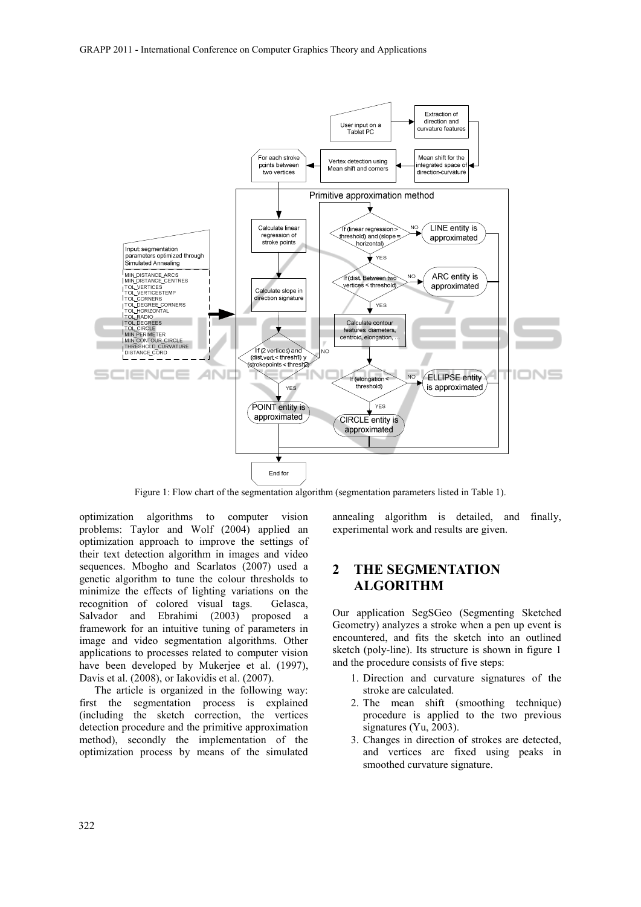Figure 1: Flow chart of the segmentation algorithm (segmentation parameters listed in Table 1).

optimization algorithms to computer vision problems: Taylor and Wolf (2004) applied an optimization approach to improve the settings of their text detection algorithm in images and video sequences. Mbogho and Scarlatos (2007) used a genetic algorithm to tune the colour thresholds to minimize the effects of lighting variations on the recognition of colored visual tags. Gelasca, Salvador and Ebrahimi (2003) proposed a framework for an intuitive tuning of parameters in image and video segmentation algorithms. Other applications to processes related to computer vision have been developed by Mukerjee et al. (1997), Davis et al. (2008), or Iakovidis et al. (2007).

The article is organized in the following way: first the segmentation process is explained (including the sketch correction, the vertices detection procedure and the primitive approximation method), secondly the implementation of the optimization process by means of the simulated annealing algorithm is detailed, and finally, experimental work and results are given.

## 2 THE SEGMENTATION ALGORITHM

Our application SegSGeo (Segmenting Sketched Geometry) analyzes a stroke when a pen up event is encountered, and fits the sketch into an outlined sketch (poly-line). Its structure is shown in figure 1 and the procedure consists of five steps:

1. Direction and curvature signatures of the stroke are calculated.
2. The mean shift (smoothing technique) procedure is applied to the two previous signatures (Yu, 2003).
3. Changes in direction of strokes are detected, and vertices are fixed using peaks in smoothed curvature signature.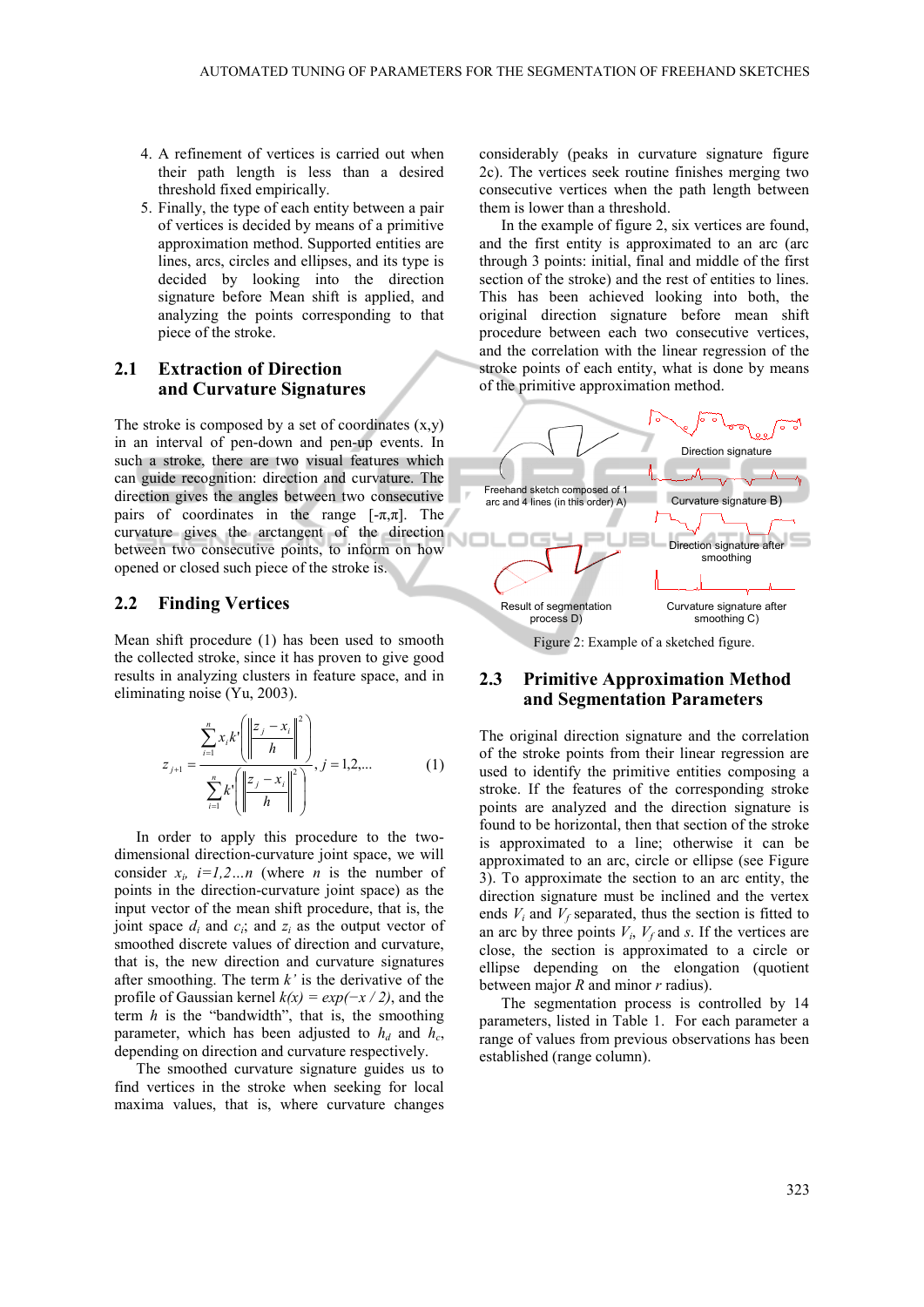4. A refinement of vertices is carried out when their path length is less than a desired threshold fixed empirically.
5. Finally, the type of each entity between a pair of vertices is decided by means of a primitive approximation method. Supported entities are lines, arcs, circles and ellipses, and its type is decided by looking into the direction signature before Mean shift is applied, and analyzing the points corresponding to that piece of the stroke.

## 2.1 Extraction of Direction and Curvature Signatures

The stroke is composed by a set of coordinates (x,y) in an interval of pen-down and pen-up events. In such a stroke, there are two visual features which can guide recognition: direction and curvature. The direction gives the angles between two consecutive pairs of coordinates in the range [-π,π]. The curvature gives the arctangent of the direction between two consecutive points, to inform on how opened or closed such piece of the stroke is.

## 2.2 Finding Vertices

Mean shift procedure (1) has been used to smooth the collected stroke, since it has proven to give good results in analyzing clusters in feature space, and in eliminating noise (Yu, 2003).

$$z_{j+1} = \frac{\sum_{i=1}^{n} x_i k'\left(\left\|\frac{z_j - x_i}{h}\right\|^2\right)}{\sum_{i=1}^{n} k'\left(\left\|\frac{z_j - x_i}{h}\right\|^2\right)}, j = 1,2,... \quad (1)$$

In order to apply this procedure to the two-dimensional direction-curvature joint space, we will consider $x_i$, $i=1,2…n$ (where $n$ is the number of points in the direction-curvature joint space) as the input vector of the mean shift procedure, that is, the joint space $d_i$ and $c_i$; and $z_i$ as the output vector of smoothed discrete values of direction and curvature, that is, the new direction and curvature signatures after smoothing. The term $k'$ is the derivative of the profile of Gaussian kernel $k(x) = exp(-x / 2)$, and the term $h$ is the "bandwidth", that is, the smoothing parameter, which has been adjusted to $h_d$ and $h_c$, depending on direction and curvature respectively.

The smoothed curvature signature guides us to find vertices in the stroke when seeking for local maxima values, that is, where curvature changes considerably (peaks in curvature signature figure 2c). The vertices seek routine finishes merging two consecutive vertices when the path length between them is lower than a threshold.

In the example of figure 2, six vertices are found, and the first entity is approximated to an arc (arc through 3 points: initial, final and middle of the first section of the stroke) and the rest of entities to lines. This has been achieved looking into both, the original direction signature before mean shift procedure between each two consecutive vertices, and the correlation with the linear regression of the stroke points of each entity, what is done by means of the primitive approximation method.

Freehand sketch composed of 1 arc and 4 lines (in this order) A)

Direction signature

Curvature signature B)

Direction signature after smoothing

Result of segmentation process D)

Curvature signature after smoothing C)

Figure 2: Example of a sketched figure.

## 2.3 Primitive Approximation Method and Segmentation Parameters

The original direction signature and the correlation of the stroke points from their linear regression are used to identify the primitive entities composing a stroke. If the features of the corresponding stroke points are analyzed and the direction signature is found to be horizontal, then that section of the stroke is approximated to a line; otherwise it can be approximated to an arc, circle or ellipse (see Figure 3). To approximate the section to an arc entity, the direction signature must be inclined and the vertex ends $V_i$ and $V_f$ separated, thus the section is fitted to an arc by three points $V_i$, $V_f$ and $s$. If the vertices are close, the section is approximated to a circle or ellipse depending on the elongation (quotient between major $R$ and minor $r$ radius).

The segmentation process is controlled by 14 parameters, listed in Table 1. For each parameter a range of values from previous observations has been established (range column).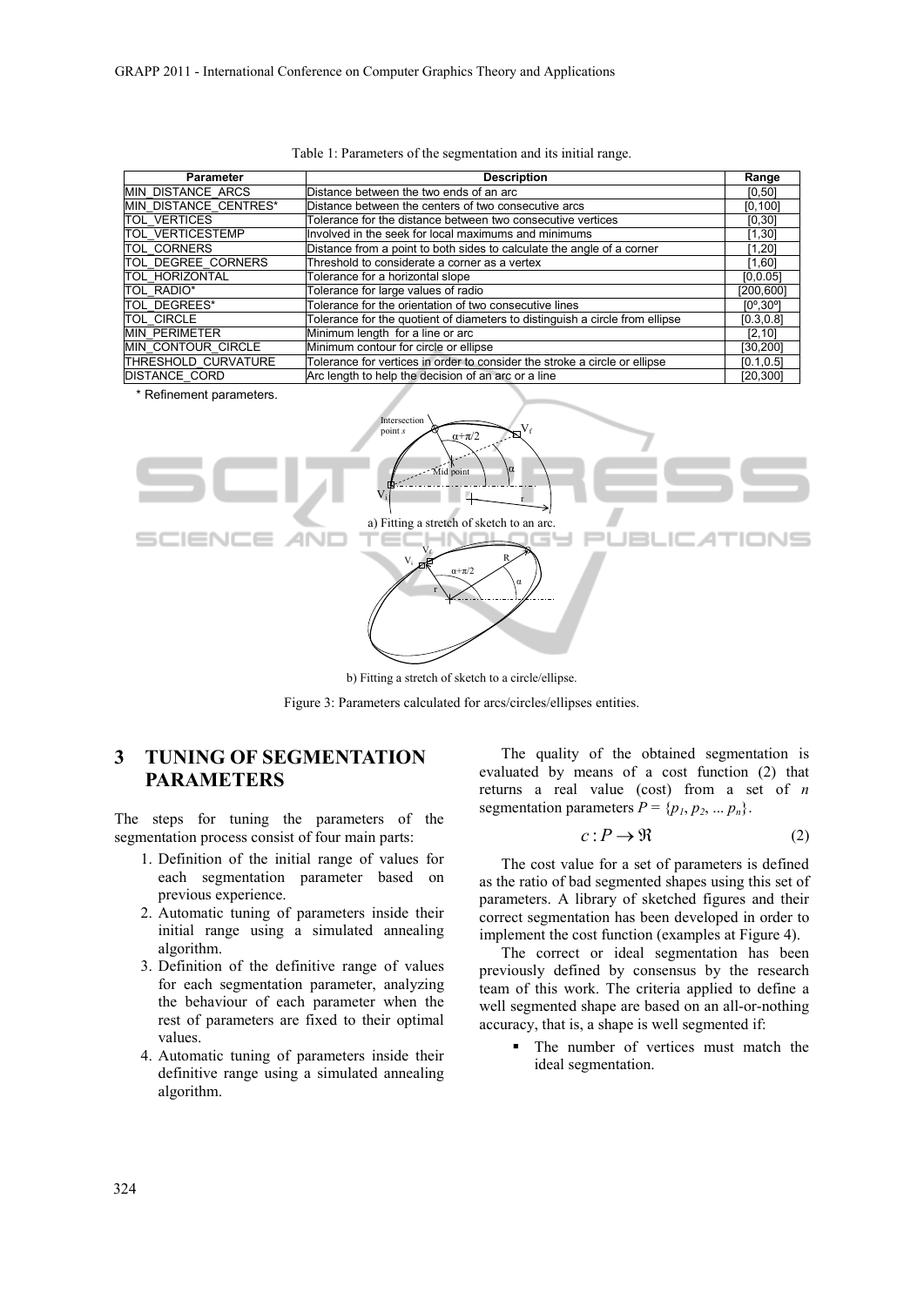Table 1: Parameters of the segmentation and its initial range.

| Parameter | Description | Range |
|---|---|---|
| MIN_DISTANCE_ARCS | Distance between the two ends of an arc | [0,50] |
| MIN_DISTANCE_CENTRES* | Distance between the centers of two consecutive arcs | [0,100] |
| TOL_VERTICES | Tolerance for the distance between two consecutive vertices | [0,30] |
| TOL_VERTICESTEMP | Involved in the seek for local maximums and minimums | [1,30] |
| TOL_CORNERS | Distance from a point to both sides to calculate the angle of a corner | [1,20] |
| TOL_DEGREE_CORNERS | Threshold to considerate a corner as a vertex | [1,60] |
| TOL_HORIZONTAL | Tolerance for a horizontal slope | [0,0.05] |
| TOL_RADIO* | Tolerance for large values of radio | [200,600] |
| TOL_DEGREES* | Tolerance for the orientation of two consecutive lines | [0º,30º] |
| TOL_CIRCLE | Tolerance for the quotient of diameters to distinguish a circle from ellipse | [0.3,0.8] |
| MIN_PERIMETER | Minimum length for a line or arc | [2,10] |
| MIN_CONTOUR_CIRCLE | Minimum contour for circle or ellipse | [30,200] |
| THRESHOLD_CURVATURE | Tolerance for vertices in order to consider the stroke a circle or ellipse | [0.1,0.5] |
| DISTANCE_CORD | Arc length to help the decision of an arc or a line | [20,300] |

\* Refinement parameters.

a) Fitting a stretch of sketch to an arc.

b) Fitting a stretch of sketch to a circle/ellipse.

Figure 3: Parameters calculated for arcs/circles/ellipses entities.

## 3 TUNING OF SEGMENTATION PARAMETERS

The steps for tuning the parameters of the segmentation process consist of four main parts:

1. Definition of the initial range of values for each segmentation parameter based on previous experience.
2. Automatic tuning of parameters inside their initial range using a simulated annealing algorithm.
3. Definition of the definitive range of values for each segmentation parameter, analyzing the behaviour of each parameter when the rest of parameters are fixed to their optimal values.
4. Automatic tuning of parameters inside their definitive range using a simulated annealing algorithm.

The quality of the obtained segmentation is evaluated by means of a cost function (2) that returns a real value (cost) from a set of $n$ segmentation parameters $P = \{p_1, p_2, \ldots p_n\}$.

$$c : P \rightarrow \Re \quad (2)$$

The cost value for a set of parameters is defined as the ratio of bad segmented shapes using this set of parameters. A library of sketched figures and their correct segmentation has been developed in order to implement the cost function (examples at Figure 4).

The correct or ideal segmentation has been previously defined by consensus by the research team of this work. The criteria applied to define a well segmented shape are based on an all-or-nothing accuracy, that is, a shape is well segmented if:

- The number of vertices must match the ideal segmentation.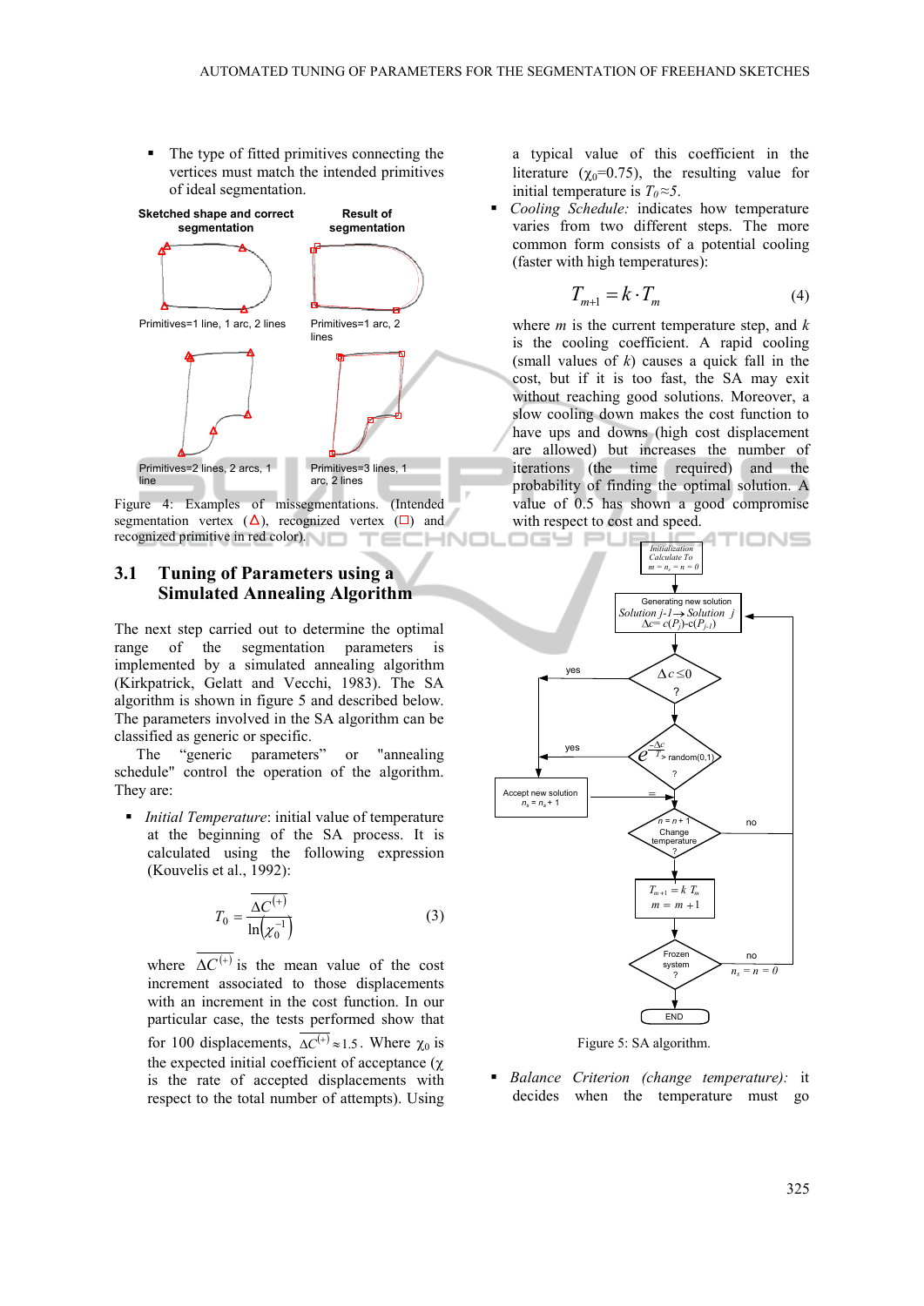- The type of fitted primitives connecting the vertices must match the intended primitives of ideal segmentation.

Figure 4: Examples of missegmentations. (Intended segmentation vertex (△), recognized vertex (□) and recognized primitive in red color).

## 3.1 Tuning of Parameters using a Simulated Annealing Algorithm

The next step carried out to determine the optimal range of the segmentation parameters is implemented by a simulated annealing algorithm (Kirkpatrick, Gelatt and Vecchi, 1983). The SA algorithm is shown in figure 5 and described below. The parameters involved in the SA algorithm can be classified as generic or specific.

The "generic parameters" or "annealing schedule" control the operation of the algorithm. They are:

- *Initial Temperature*: initial value of temperature at the beginning of the SA process. It is calculated using the following expression (Kouvelis et al., 1992):

$$T_0 = \frac{\overline{\Delta C^{(+)}}}{\ln\left(\chi_0^{-1}\right)} \tag{3}$$

where $\overline{\Delta C^{(+)}}$ is the mean value of the cost increment associated to those displacements with an increment in the cost function. In our particular case, the tests performed show that for 100 displacements, $\overline{\Delta C^{(+)}} \approx 1.5$. Where $\chi_0$ is the expected initial coefficient of acceptance ($\chi$ is the rate of accepted displacements with respect to the total number of attempts). Using a typical value of this coefficient in the literature ($\chi_0$=0.75), the resulting value for initial temperature is $T_0 \approx 5$.

- *Cooling Schedule:* indicates how temperature varies from two different steps. The more common form consists of a potential cooling (faster with high temperatures):

$$T_{m+1} = k \cdot T_m \tag{4}$$

where $m$ is the current temperature step, and $k$ is the cooling coefficient. A rapid cooling (small values of $k$) causes a quick fall in the cost, but if it is too fast, the SA may exit without reaching good solutions. Moreover, a slow cooling down makes the cost function to have ups and downs (high cost displacement are allowed) but increases the number of iterations (the time required) and the probability of finding the optimal solution. A value of 0.5 has shown a good compromise with respect to cost and speed.

Figure 5: SA algorithm.

- *Balance Criterion (change temperature):* it decides when the temperature must go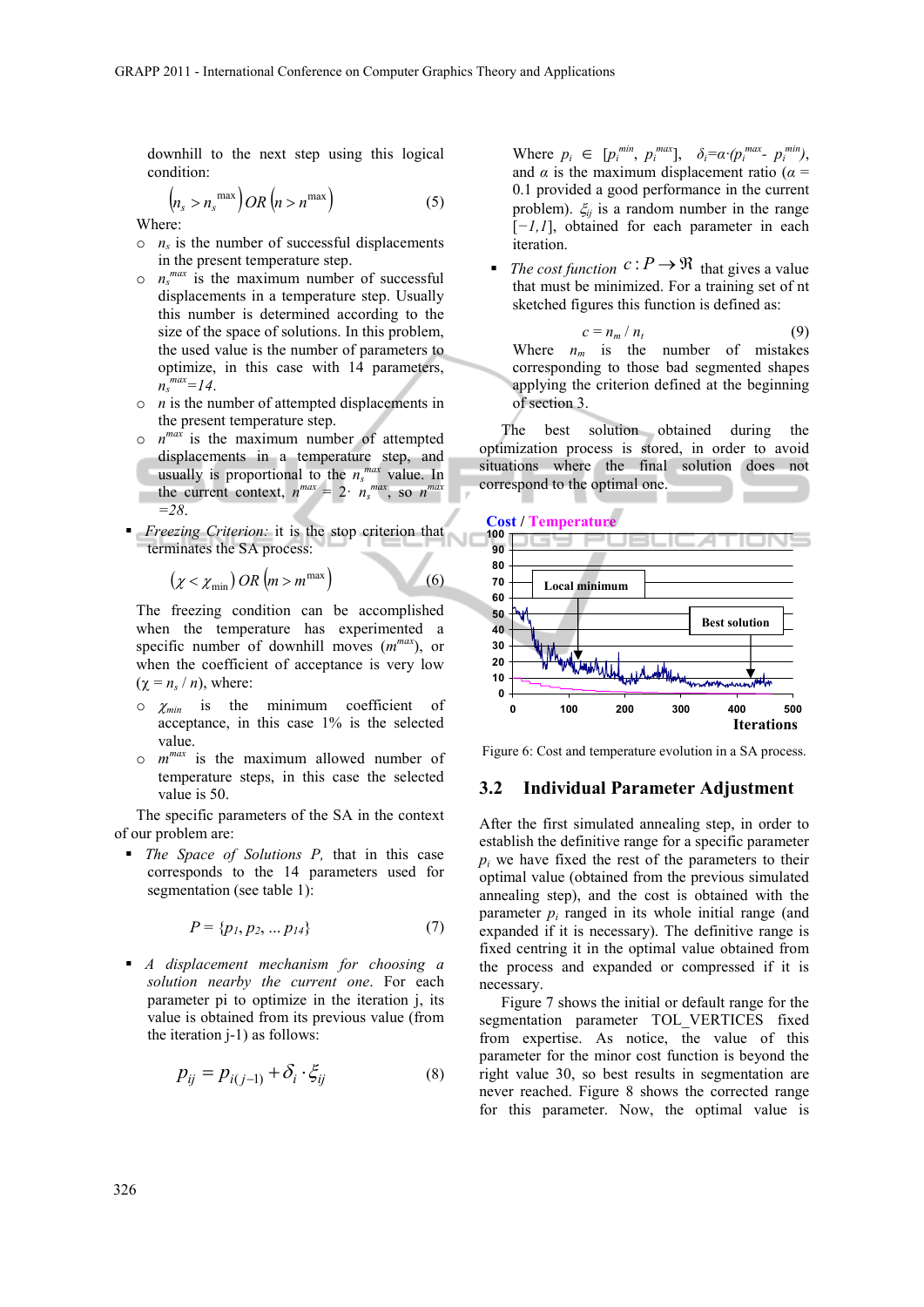downhill to the next step using this logical condition:

$$\left(n_s > n_s^{\max}\right) OR \left(n > n^{\max}\right) \tag{5}$$

Where:

- $n_s$ is the number of successful displacements in the present temperature step.
- $n_s^{max}$ is the maximum number of successful displacements in a temperature step. Usually this number is determined according to the size of the space of solutions. In this problem, the used value is the number of parameters to optimize, in this case with 14 parameters, $n_s^{max}=14$.
- $n$ is the number of attempted displacements in the present temperature step.
- $n^{max}$ is the maximum number of attempted displacements in a temperature step, and usually is proportional to the $n_s^{max}$ value. In the current context, $n^{max} = 2\cdot n_s^{max}$, so $n^{max} =28$.

- *Freezing Criterion:* it is the stop criterion that terminates the SA process:

$$\left(\chi < \chi_{\min}\right) OR \left(m > m^{\max}\right) \tag{6}$$

The freezing condition can be accomplished when the temperature has experimented a specific number of downhill moves ($m^{max}$), or when the coefficient of acceptance is very low ($\chi = n_s / n$), where:

- $\chi_{min}$ is the minimum coefficient of acceptance, in this case 1% is the selected value.
- $m^{max}$ is the maximum allowed number of temperature steps, in this case the selected value is 50.

The specific parameters of the SA in the context of our problem are:

- *The Space of Solutions P,* that in this case corresponds to the 14 parameters used for segmentation (see table 1):

$$P = \{p_1, p_2, \ldots p_{14}\} \tag{7}$$

- *A displacement mechanism for choosing a solution nearby the current one*. For each parameter pi to optimize in the iteration j, its value is obtained from its previous value (from the iteration j-1) as follows:

$$p_{ij} = p_{i(j-1)} + \delta_i \cdot \xi_{ij} \tag{8}$$

Where $p_i \in [p_i^{min}, p_i^{max}]$, $\delta_i=\alpha\cdot(p_i^{max}- p_i^{min})$, and $\alpha$ is the maximum displacement ratio ($\alpha$ = 0.1 provided a good performance in the current problem). $\xi_{ij}$ is a random number in the range $[-1,1]$, obtained for each parameter in each iteration.

- *The cost function* $c: P \rightarrow \Re$ that gives a value that must be minimized. For a training set of nt sketched figures this function is defined as:

$$c = n_m / n_t \tag{9}$$

Where $n_m$ is the number of mistakes corresponding to those bad segmented shapes applying the criterion defined at the beginning of section 3.

The best solution obtained during the optimization process is stored, in order to avoid situations where the final solution does not correspond to the optimal one.

Figure 6: Cost and temperature evolution in a SA process.

## 3.2 Individual Parameter Adjustment

After the first simulated annealing step, in order to establish the definitive range for a specific parameter $p_i$ we have fixed the rest of the parameters to their optimal value (obtained from the previous simulated annealing step), and the cost is obtained with the parameter $p_i$ ranged in its whole initial range (and expanded if it is necessary). The definitive range is fixed centring it in the optimal value obtained from the process and expanded or compressed if it is necessary.

Figure 7 shows the initial or default range for the segmentation parameter TOL_VERTICES fixed from expertise. As notice, the value of this parameter for the minor cost function is beyond the right value 30, so best results in segmentation are never reached. Figure 8 shows the corrected range for this parameter. Now, the optimal value is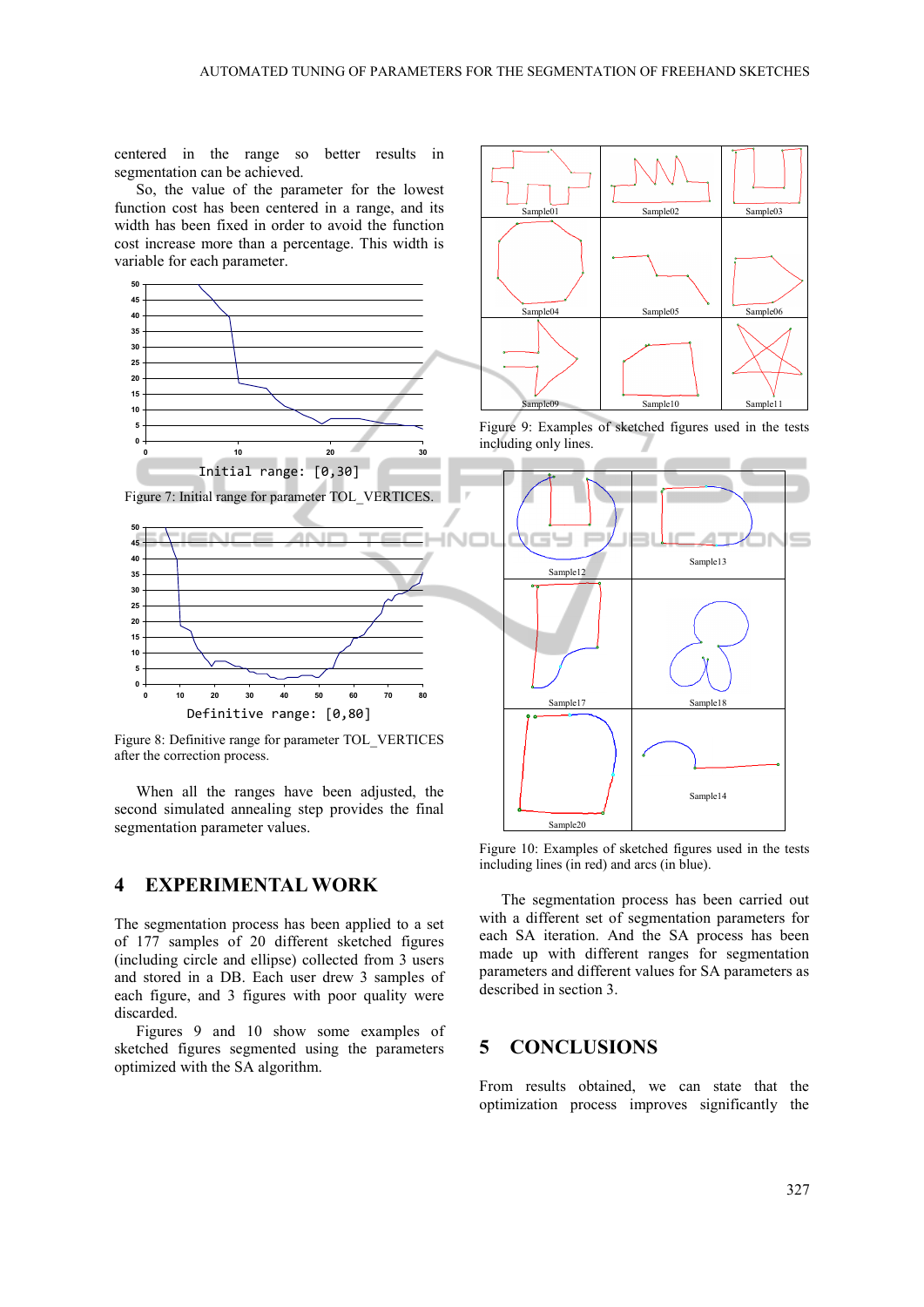centered in the range so better results in segmentation can be achieved.

So, the value of the parameter for the lowest function cost has been centered in a range, and its width has been fixed in order to avoid the function cost increase more than a percentage. This width is variable for each parameter.

Initial range: [0,30]

Figure 7: Initial range for parameter TOL_VERTICES.

Definitive range: [0,80]

Figure 8: Definitive range for parameter TOL_VERTICES after the correction process.

When all the ranges have been adjusted, the second simulated annealing step provides the final segmentation parameter values.

Figure 9: Examples of sketched figures used in the tests including only lines.

Figure 10: Examples of sketched figures used in the tests including lines (in red) and arcs (in blue).

## 4 EXPERIMENTAL WORK

The segmentation process has been applied to a set of 177 samples of 20 different sketched figures (including circle and ellipse) collected from 3 users and stored in a DB. Each user drew 3 samples of each figure, and 3 figures with poor quality were discarded.

Figures 9 and 10 show some examples of sketched figures segmented using the parameters optimized with the SA algorithm.

The segmentation process has been carried out with a different set of segmentation parameters for each SA iteration. And the SA process has been made up with different ranges for segmentation parameters and different values for SA parameters as described in section 3.

## 5 CONCLUSIONS

From results obtained, we can state that the optimization process improves significantly the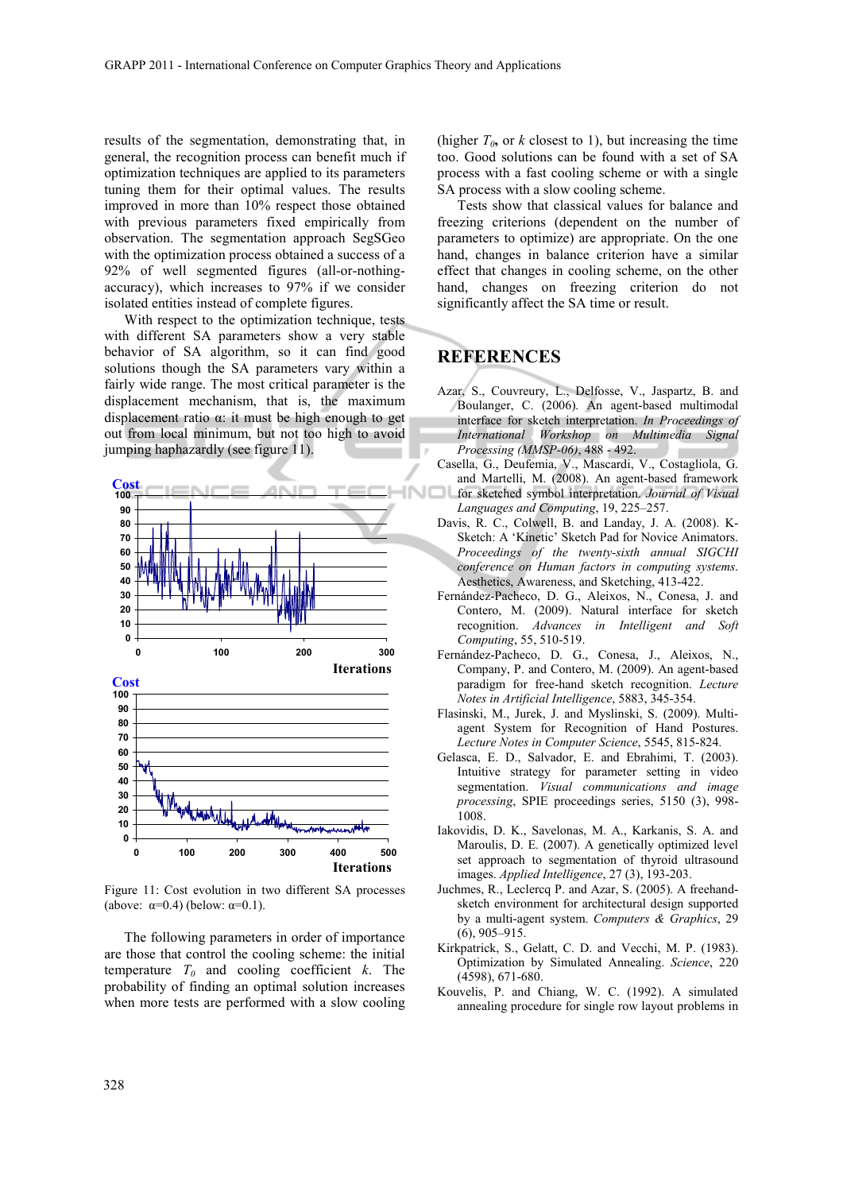results of the segmentation, demonstrating that, in general, the recognition process can benefit much if optimization techniques are applied to its parameters tuning them for their optimal values. The results improved in more than 10% respect those obtained with previous parameters fixed empirically from observation. The segmentation approach SegSGeo with the optimization process obtained a success of a 92% of well segmented figures (all-or-nothing-accuracy), which increases to 97% if we consider isolated entities instead of complete figures.

With respect to the optimization technique, tests with different SA parameters show a very stable behavior of SA algorithm, so it can find good solutions though the SA parameters vary within a fairly wide range. The most critical parameter is the displacement mechanism, that is, the maximum displacement ratio α: it must be high enough to get out from local minimum, but not too high to avoid jumping haphazardly (see figure 11).

Figure 11: Cost evolution in two different SA processes (above: α=0.4) (below: α=0.1).

The following parameters in order of importance are those that control the cooling scheme: the initial temperature $T_0$ and cooling coefficient $k$. The probability of finding an optimal solution increases when more tests are performed with a slow cooling (higher $T_0$, or $k$ closest to 1), but increasing the time too. Good solutions can be found with a set of SA process with a fast cooling scheme or with a single SA process with a slow cooling scheme.

Tests show that classical values for balance and freezing criterions (dependent on the number of parameters to optimize) are appropriate. On the one hand, changes in balance criterion have a similar effect that changes in cooling scheme, on the other hand, changes on freezing criterion do not significantly affect the SA time or result.

## REFERENCES

Azar, S., Couvreury, L., Delfosse, V., Jaspartz, B. and Boulanger, C. (2006). An agent-based multimodal interface for sketch interpretation. *In Proceedings of International Workshop on Multimedia Signal Processing (MMSP-06)*, 488 - 492.

Casella, G., Deufemia, V., Mascardi, V., Costagliola, G. and Martelli, M. (2008). An agent-based framework for sketched symbol interpretation. *Journal of Visual Languages and Computing*, 19, 225–257.

Davis, R. C., Colwell, B. and Landay, J. A. (2008). K-Sketch: A 'Kinetic' Sketch Pad for Novice Animators. *Proceedings of the twenty-sixth annual SIGCHI conference on Human factors in computing systems*. Aesthetics, Awareness, and Sketching, 413-422.

Fernández-Pacheco, D. G., Aleixos, N., Conesa, J. and Contero, M. (2009). Natural interface for sketch recognition. *Advances in Intelligent and Soft Computing*, 55, 510-519.

Fernández-Pacheco, D. G., Conesa, J., Aleixos, N., Company, P. and Contero, M. (2009). An agent-based paradigm for free-hand sketch recognition. *Lecture Notes in Artificial Intelligence*, 5883, 345-354.

Flasinski, M., Jurek, J. and Myslinski, S. (2009). Multi-agent System for Recognition of Hand Postures. *Lecture Notes in Computer Science*, 5545, 815-824.

Gelasca, E. D., Salvador, E. and Ebrahimi, T. (2003). Intuitive strategy for parameter setting in video segmentation. *Visual communications and image processing*, SPIE proceedings series, 5150 (3), 998-1008.

Iakovidis, D. K., Savelonas, M. A., Karkanis, S. A. and Maroulis, D. E. (2007). A genetically optimized level set approach to segmentation of thyroid ultrasound images. *Applied Intelligence*, 27 (3), 193-203.

Juchmes, R., Leclercq P. and Azar, S. (2005). A freehand-sketch environment for architectural design supported by a multi-agent system. *Computers & Graphics*, 29 (6), 905–915.

Kirkpatrick, S., Gelatt, C. D. and Vecchi, M. P. (1983). Optimization by Simulated Annealing. *Science*, 220 (4598), 671-680.

Kouvelis, P. and Chiang, W. C. (1992). A simulated annealing procedure for single row layout problems in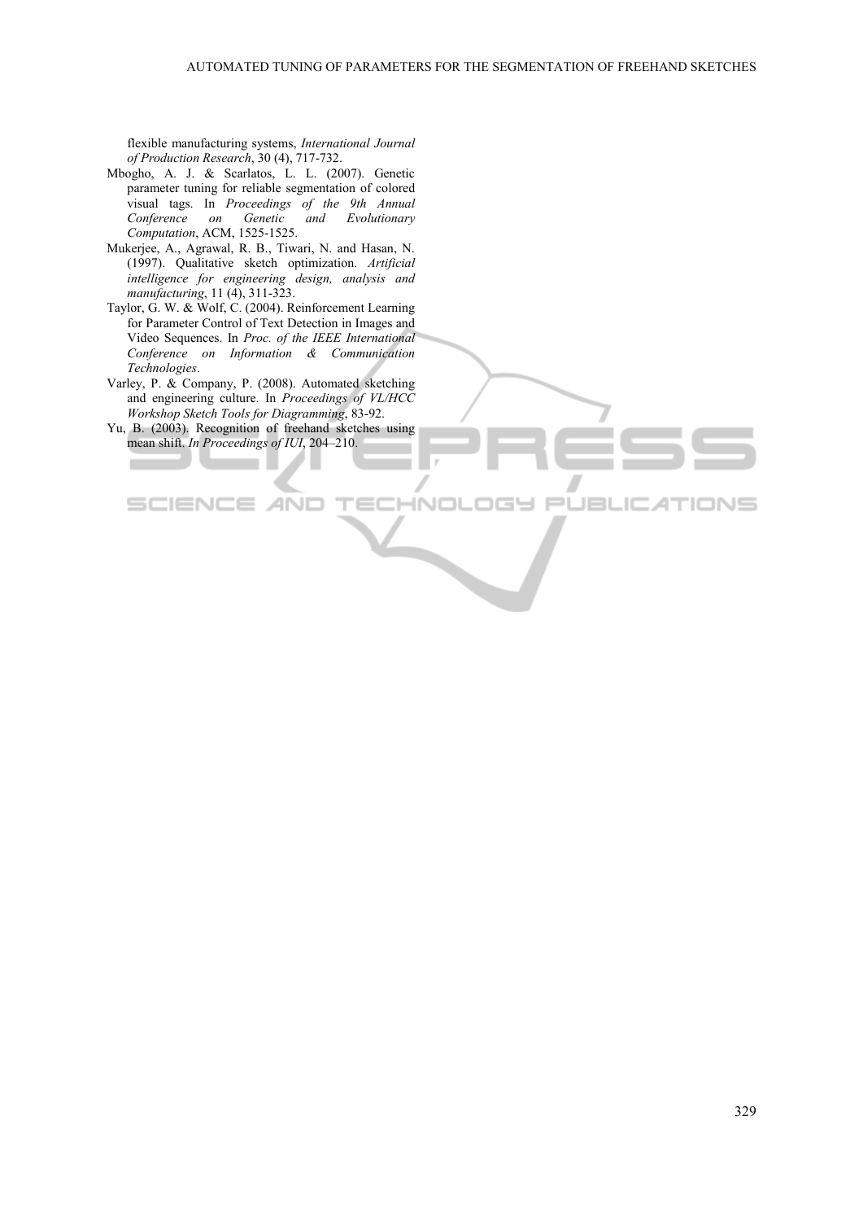flexible manufacturing systems, *International Journal of Production Research*, 30 (4), 717-732.

Mbogho, A. J. & Scarlatos, L. L. (2007). Genetic parameter tuning for reliable segmentation of colored visual tags. In *Proceedings of the 9th Annual Conference on Genetic and Evolutionary Computation*, ACM, 1525-1525.

Mukerjee, A., Agrawal, R. B., Tiwari, N. and Hasan, N. (1997). Qualitative sketch optimization. *Artificial intelligence for engineering design, analysis and manufacturing*, 11 (4), 311-323.

Taylor, G. W. & Wolf, C. (2004). Reinforcement Learning for Parameter Control of Text Detection in Images and Video Sequences. In *Proc. of the IEEE International Conference on Information & Communication Technologies*.

Varley, P. & Company, P. (2008). Automated sketching and engineering culture. In *Proceedings of VL/HCC Workshop Sketch Tools for Diagramming*, 83-92.

Yu, B. (2003). Recognition of freehand sketches using mean shift. *In Proceedings of IUI*, 204–210.